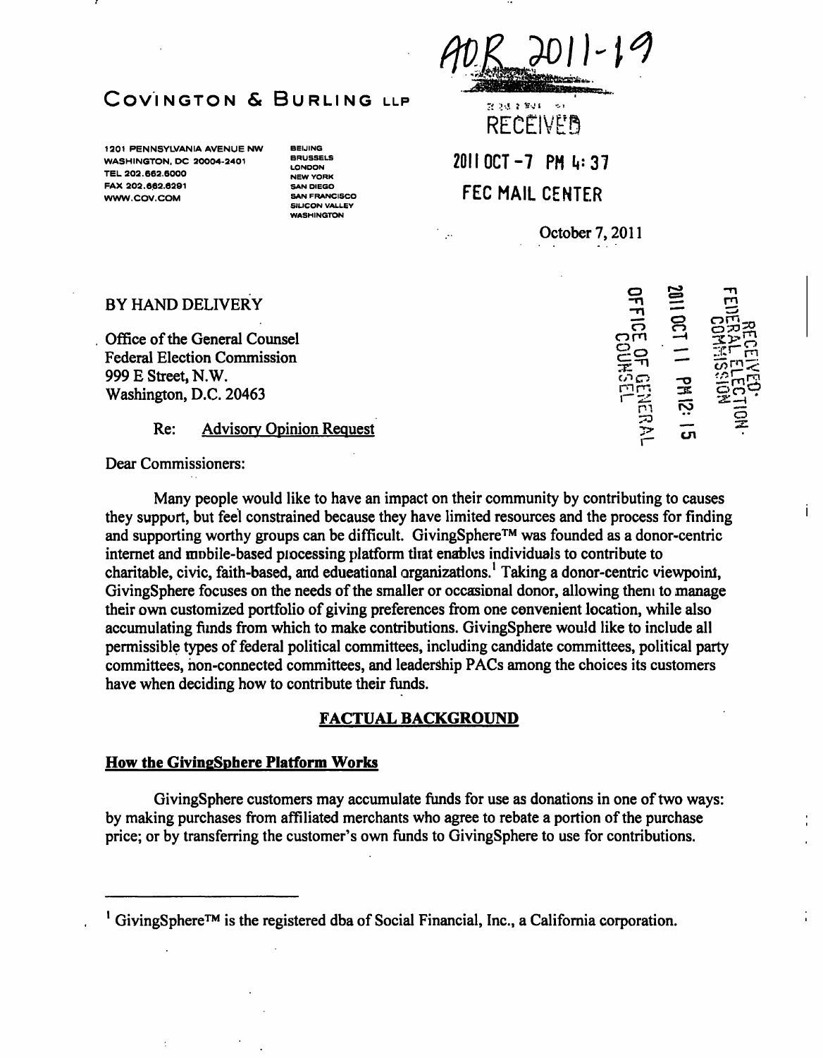AOR 2011-19

# COVINGTON & BURLING LLP

1201 PENNSYLVANIA AVENUE NW
WASHINGTON, DC 20004-2401
TEL 202.662.6000
FAX 202.662.6291
WWW.COV.COM

BEIJING
BRUSSELS
LONDON
NEW YORK
SAN DIEGO
SAN FRANCISCO
SILICON VALLEY
WASHINGTON

RECEIVED
2011 OCT -7 PM 4:37
FEC MAIL CENTER

October 7, 2011

RECEIVED
FEDERAL ELECTION COMMISSION
2011 OCT 11 PM 12:15
OFFICE OF GENERAL COUNSEL

BY HAND DELIVERY

Office of the General Counsel
Federal Election Commission
999 E Street, N.W.
Washington, D.C. 20463

Re: Advisory Opinion Request

Dear Commissioners:

Many people would like to have an impact on their community by contributing to causes they support, but feel constrained because they have limited resources and the process for finding and supporting worthy groups can be difficult. GivingSphere™ was founded as a donor-centric internet and mobile-based processing platform that enables individuals to contribute to charitable, civic, faith-based, and educational organizations.[1] Taking a donor-centric viewpoint, GivingSphere focuses on the needs of the smaller or occasional donor, allowing them to manage their own customized portfolio of giving preferences from one convenient location, while also accumulating funds from which to make contributions. GivingSphere would like to include all permissible types of federal political committees, including candidate committees, political party committees, non-connected committees, and leadership PACs among the choices its customers have when deciding how to contribute their funds.

## FACTUAL BACKGROUND

### How the GivingSphere Platform Works

GivingSphere customers may accumulate funds for use as donations in one of two ways: by making purchases from affiliated merchants who agree to rebate a portion of the purchase price; or by transferring the customer's own funds to GivingSphere to use for contributions.

---

[1] GivingSphere™ is the registered dba of Social Financial, Inc., a California corporation.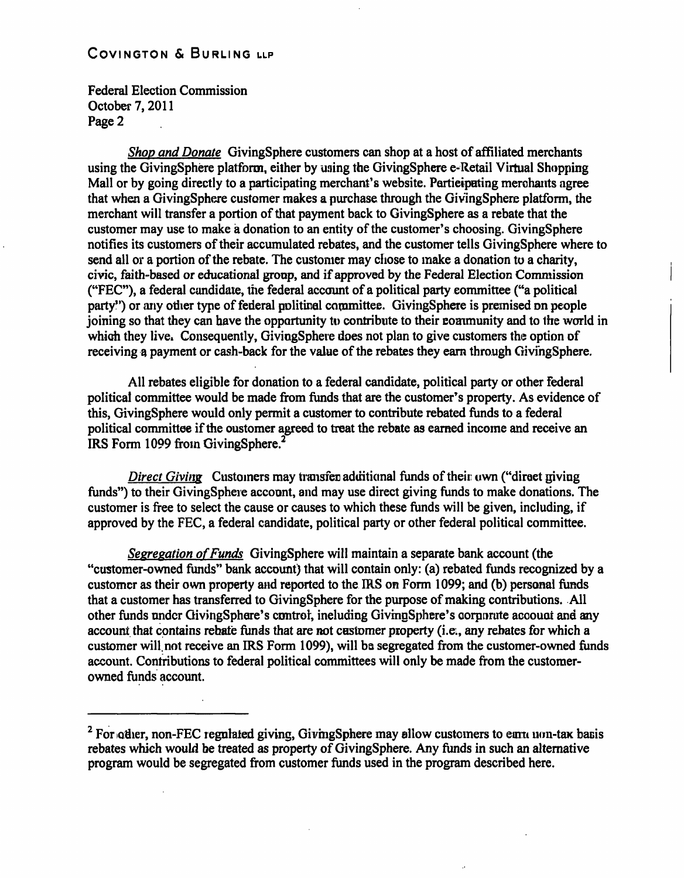*Shop and Donate* GivingSphere customers can shop at a host of affiliated merchants using the GivingSphere platform, either by using the GivingSphere e-Retail Virtual Shopping Mall or by going directly to a participating merchant's website. Participating merchants agree that when a GivingSphere customer makes a purchase through the GivingSphere platform, the merchant will transfer a portion of that payment back to GivingSphere as a rebate that the customer may use to make a donation to an entity of the customer's choosing. GivingSphere notifies its customers of their accumulated rebates, and the customer tells GivingSphere where to send all or a portion of the rebate. The customer may chose to make a donation to a charity, civic, faith-based or educational group, and if approved by the Federal Election Commission ("FEC"), a federal candidate, the federal account of a political party committee ("a political party") or any other type of federal political committee. GivingSphere is premised on people joining so that they can have the opportunity to contribute to their community and to the world in which they live. Consequently, GivingSphere does not plan to give customers the option of receiving a payment or cash-back for the value of the rebates they earn through GivingSphere.

All rebates eligible for donation to a federal candidate, political party or other federal political committee would be made from funds that are the customer's property. As evidence of this, GivingSphere would only permit a customer to contribute rebated funds to a federal political committee if the customer agreed to treat the rebate as earned income and receive an IRS Form 1099 from GivingSphere.[2]

*Direct Giving* Customers may transfer additional funds of their own ("direct giving funds") to their GivingSphere account, and may use direct giving funds to make donations. The customer is free to select the cause or causes to which these funds will be given, including, if approved by the FEC, a federal candidate, political party or other federal political committee.

*Segregation of Funds* GivingSphere will maintain a separate bank account (the "customer-owned funds" bank account) that will contain only: (a) rebated funds recognized by a customer as their own property and reported to the IRS on Form 1099; and (b) personal funds that a customer has transferred to GivingSphere for the purpose of making contributions. All other funds under GivingSphere's control, including GivingSphere's corporate account and any account that contains rebate funds that are not customer property (i.e., any rebates for which a customer will not receive an IRS Form 1099), will be segregated from the customer-owned funds account. Contributions to federal political committees will only be made from the customer-owned funds account.

---

[2] For other, non-FEC regulated giving, GivingSphere may allow customers to earn non-tax basis rebates which would be treated as property of GivingSphere. Any funds in such an alternative program would be segregated from customer funds used in the program described here.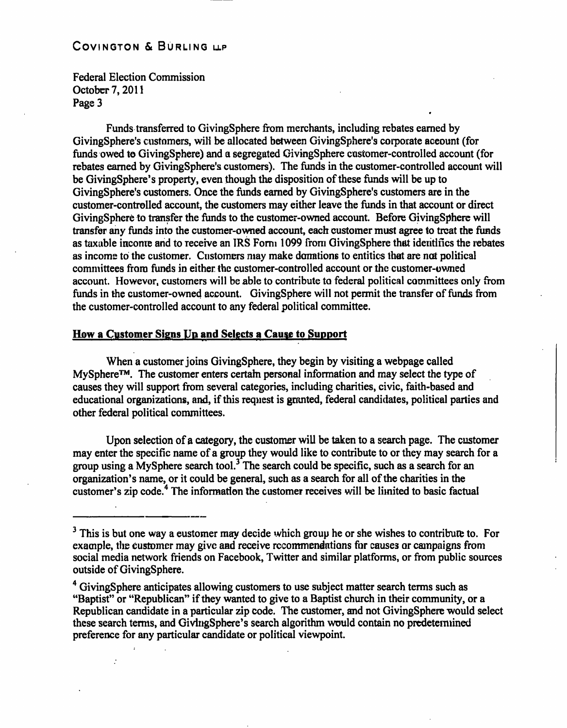Funds transferred to GivingSphere from merchants, including rebates earned by GivingSphere's customers, will be allocated between GivingSphere's corporate account (for funds owed to GivingSphere) and a segregated GivingSphere customer-controlled account (for rebates earned by GivingSphere's customers). The funds in the customer-controlled account will be GivingSphere's property, even though the disposition of these funds will be up to GivingSphere's customers. Once the funds earned by GivingSphere's customers are in the customer-controlled account, the customers may either leave the funds in that account or direct GivingSphere to transfer the funds to the customer-owned account. Before GivingSphere will transfer any funds into the customer-owned account, each customer must agree to treat the funds as taxable income and to receive an IRS Form 1099 from GivingSphere that identifies the rebates as income to the customer. Customers may make donations to entities that are not political committees from funds in either the customer-controlled account or the customer-owned account. However, customers will be able to contribute to federal political committees only from funds in the customer-owned account. GivingSphere will not permit the transfer of funds from the customer-controlled account to any federal political committee.

## How a Customer Signs Up and Selects a Cause to Support

When a customer joins GivingSphere, they begin by visiting a webpage called MySphere™. The customer enters certain personal information and may select the type of causes they will support from several categories, including charities, civic, faith-based and educational organizations, and, if this request is granted, federal candidates, political parties and other federal political committees.

Upon selection of a category, the customer will be taken to a search page. The customer may enter the specific name of a group they would like to contribute to or they may search for a group using a MySphere search tool.[3] The search could be specific, such as a search for an organization's name, or it could be general, such as a search for all of the charities in the customer's zip code.[4] The information the customer receives will be limited to basic factual

---

[3] This is but one way a customer may decide which group he or she wishes to contribute to. For example, the customer may give and receive recommendations for causes or campaigns from social media network friends on Facebook, Twitter and similar platforms, or from public sources outside of GivingSphere.

[4] GivingSphere anticipates allowing customers to use subject matter search terms such as "Baptist" or "Republican" if they wanted to give to a Baptist church in their community, or a Republican candidate in a particular zip code. The customer, and not GivingSphere would select these search terms, and GivingSphere's search algorithm would contain no predetermined preference for any particular candidate or political viewpoint.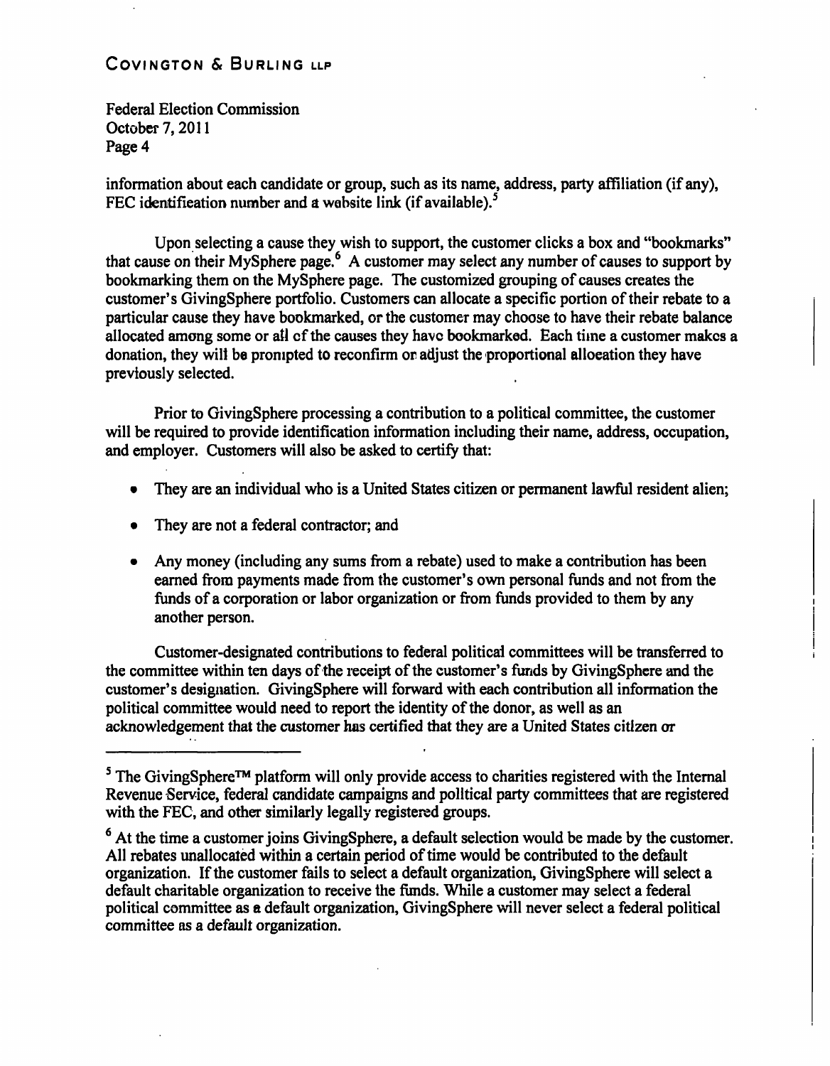information about each candidate or group, such as its name, address, party affiliation (if any), FEC identification number and a website link (if available).[5]

Upon selecting a cause they wish to support, the customer clicks a box and "bookmarks" that cause on their MySphere page.[6] A customer may select any number of causes to support by bookmarking them on the MySphere page. The customized grouping of causes creates the customer's GivingSphere portfolio. Customers can allocate a specific portion of their rebate to a particular cause they have bookmarked, or the customer may choose to have their rebate balance allocated among some or all of the causes they have bookmarked. Each time a customer makes a donation, they will be prompted to reconfirm or adjust the proportional allocation they have previously selected.

Prior to GivingSphere processing a contribution to a political committee, the customer will be required to provide identification information including their name, address, occupation, and employer. Customers will also be asked to certify that:

- They are an individual who is a United States citizen or permanent lawful resident alien;
- They are not a federal contractor; and
- Any money (including any sums from a rebate) used to make a contribution has been earned from payments made from the customer's own personal funds and not from the funds of a corporation or labor organization or from funds provided to them by any another person.

Customer-designated contributions to federal political committees will be transferred to the committee within ten days of the receipt of the customer's funds by GivingSphere and the customer's designation. GivingSphere will forward with each contribution all information the political committee would need to report the identity of the donor, as well as an acknowledgement that the customer has certified that they are a United States citizen or

---

[5] The GivingSphere™ platform will only provide access to charities registered with the Internal Revenue Service, federal candidate campaigns and political party committees that are registered with the FEC, and other similarly legally registered groups.

[6] At the time a customer joins GivingSphere, a default selection would be made by the customer. All rebates unallocated within a certain period of time would be contributed to the default organization. If the customer fails to select a default organization, GivingSphere will select a default charitable organization to receive the funds. While a customer may select a federal political committee as a default organization, GivingSphere will never select a federal political committee as a default organization.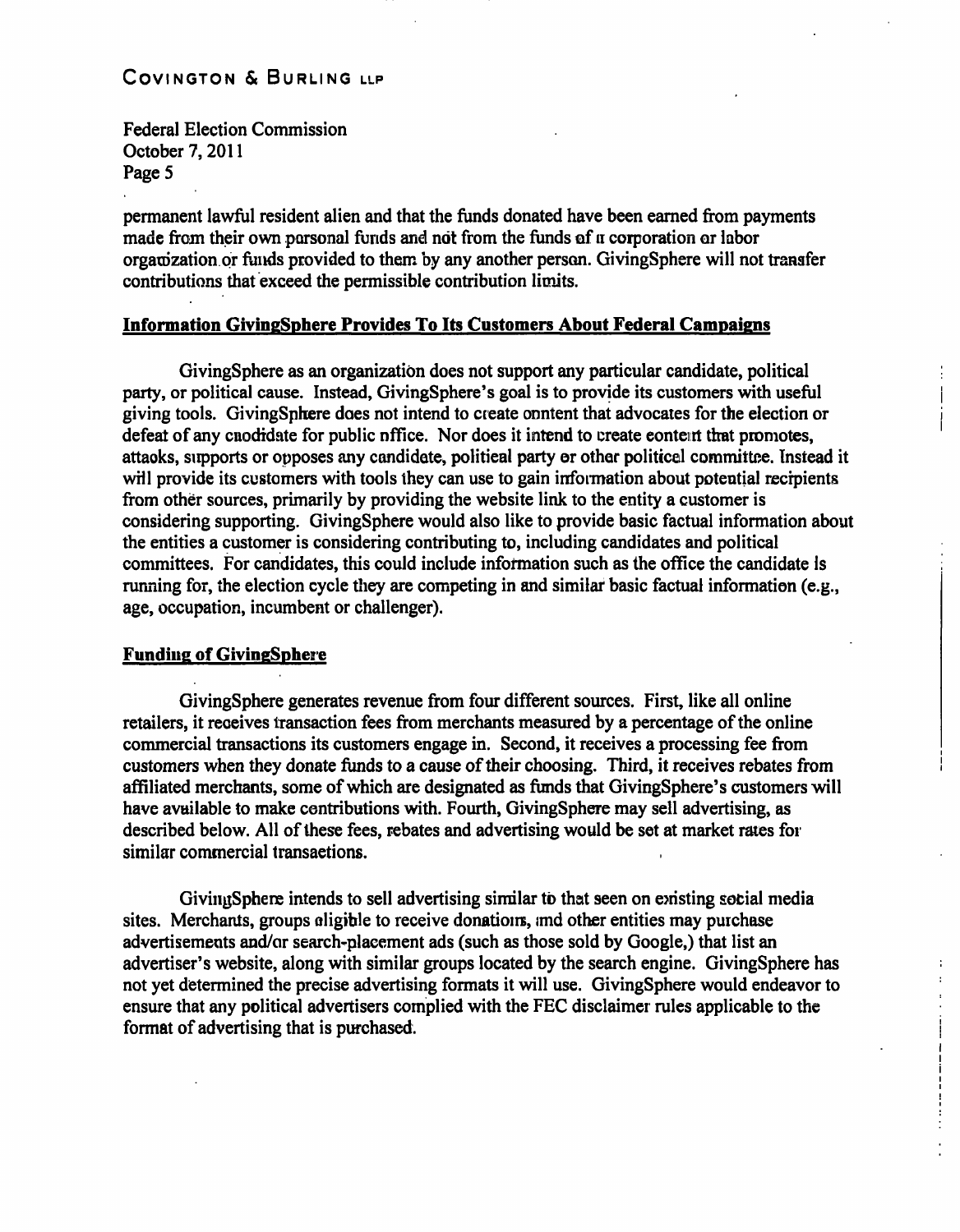permanent lawful resident alien and that the funds donated have been earned from payments made from their own personal funds and not from the funds of a corporation or labor organization or funds provided to them by any another person. GivingSphere will not transfer contributions that exceed the permissible contribution limits.

**Information GivingSphere Provides To Its Customers About Federal Campaigns**

GivingSphere as an organization does not support any particular candidate, political party, or political cause. Instead, GivingSphere's goal is to provide its customers with useful giving tools. GivingSphere does not intend to create content that advocates for the election or defeat of any candidate for public office. Nor does it intend to create content that promotes, attacks, supports or opposes any candidate, political party or other political committee. Instead it will provide its customers with tools they can use to gain information about potential recipients from other sources, primarily by providing the website link to the entity a customer is considering supporting. GivingSphere would also like to provide basic factual information about the entities a customer is considering contributing to, including candidates and political committees. For candidates, this could include information such as the office the candidate is running for, the election cycle they are competing in and similar basic factual information (e.g., age, occupation, incumbent or challenger).

**Funding of GivingSphere**

GivingSphere generates revenue from four different sources. First, like all online retailers, it receives transaction fees from merchants measured by a percentage of the online commercial transactions its customers engage in. Second, it receives a processing fee from customers when they donate funds to a cause of their choosing. Third, it receives rebates from affiliated merchants, some of which are designated as funds that GivingSphere's customers will have available to make contributions with. Fourth, GivingSphere may sell advertising, as described below. All of these fees, rebates and advertising would be set at market rates for similar commercial transactions.

GivingSphere intends to sell advertising similar to that seen on existing social media sites. Merchants, groups eligible to receive donations, and other entities may purchase advertisements and/or search-placement ads (such as those sold by Google,) that list an advertiser's website, along with similar groups located by the search engine. GivingSphere has not yet determined the precise advertising formats it will use. GivingSphere would endeavor to ensure that any political advertisers complied with the FEC disclaimer rules applicable to the format of advertising that is purchased.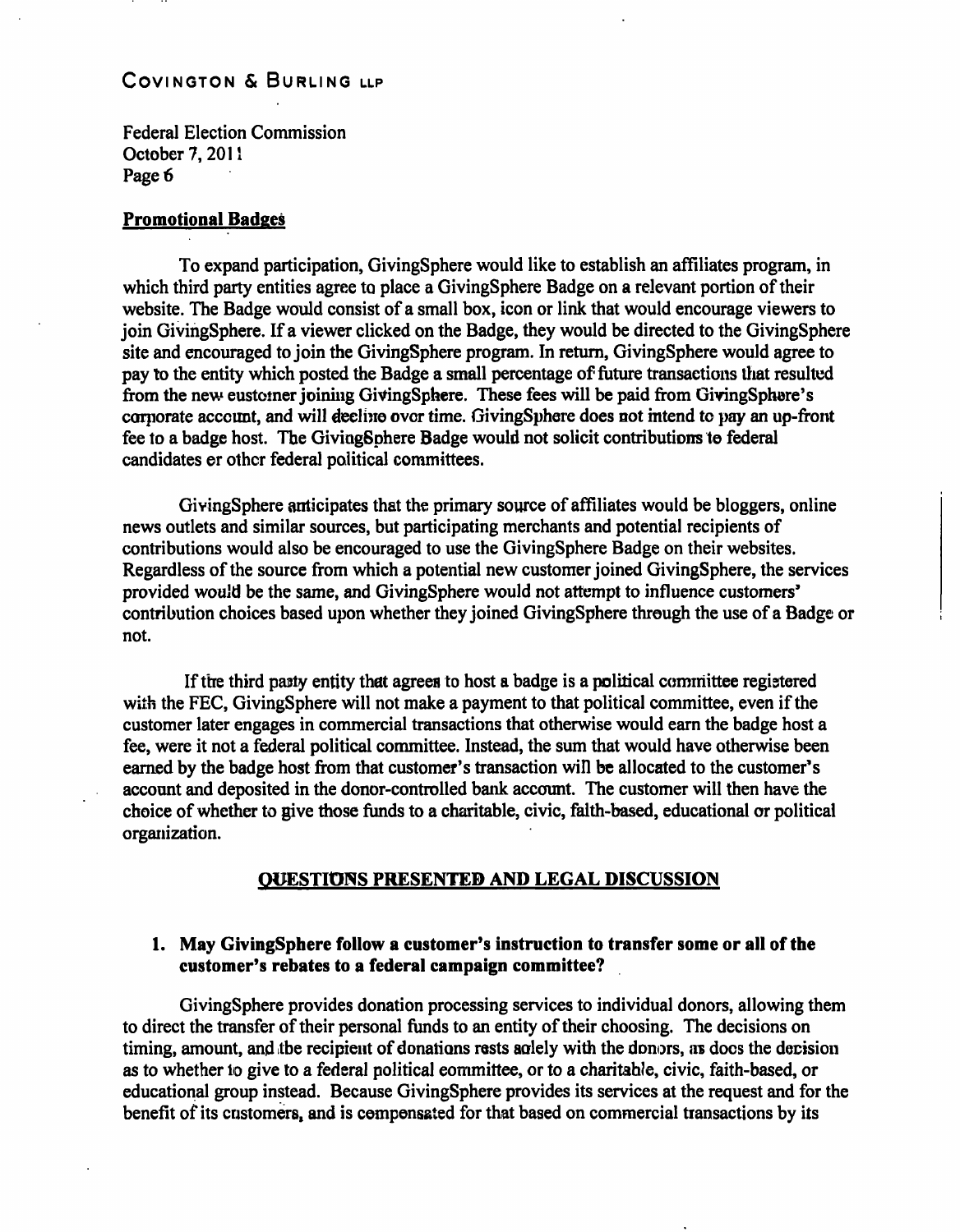## Promotional Badges

To expand participation, GivingSphere would like to establish an affiliates program, in which third party entities agree to place a GivingSphere Badge on a relevant portion of their website. The Badge would consist of a small box, icon or link that would encourage viewers to join GivingSphere. If a viewer clicked on the Badge, they would be directed to the GivingSphere site and encouraged to join the GivingSphere program. In return, GivingSphere would agree to pay to the entity which posted the Badge a small percentage of future transactions that resulted from the new customer joining GivingSphere. These fees will be paid from GivingSphere's corporate account, and will decline over time. GivingSphere does not intend to pay an up-front fee to a badge host. The GivingSphere Badge would not solicit contributions to federal candidates or other federal political committees.

GivingSphere anticipates that the primary source of affiliates would be bloggers, online news outlets and similar sources, but participating merchants and potential recipients of contributions would also be encouraged to use the GivingSphere Badge on their websites. Regardless of the source from which a potential new customer joined GivingSphere, the services provided would be the same, and GivingSphere would not attempt to influence customers' contribution choices based upon whether they joined GivingSphere through the use of a Badge or not.

If the third party entity that agrees to host a badge is a political committee registered with the FEC, GivingSphere will not make a payment to that political committee, even if the customer later engages in commercial transactions that otherwise would earn the badge host a fee, were it not a federal political committee. Instead, the sum that would have otherwise been earned by the badge host from that customer's transaction will be allocated to the customer's account and deposited in the donor-controlled bank account. The customer will then have the choice of whether to give those funds to a charitable, civic, faith-based, educational or political organization.

## QUESTIONS PRESENTED AND LEGAL DISCUSSION

### 1. May GivingSphere follow a customer's instruction to transfer some or all of the customer's rebates to a federal campaign committee?

GivingSphere provides donation processing services to individual donors, allowing them to direct the transfer of their personal funds to an entity of their choosing. The decisions on timing, amount, and the recipient of donations rests solely with the donors, as does the decision as to whether to give to a federal political committee, or to a charitable, civic, faith-based, or educational group instead. Because GivingSphere provides its services at the request and for the benefit of its customers, and is compensated for that based on commercial transactions by its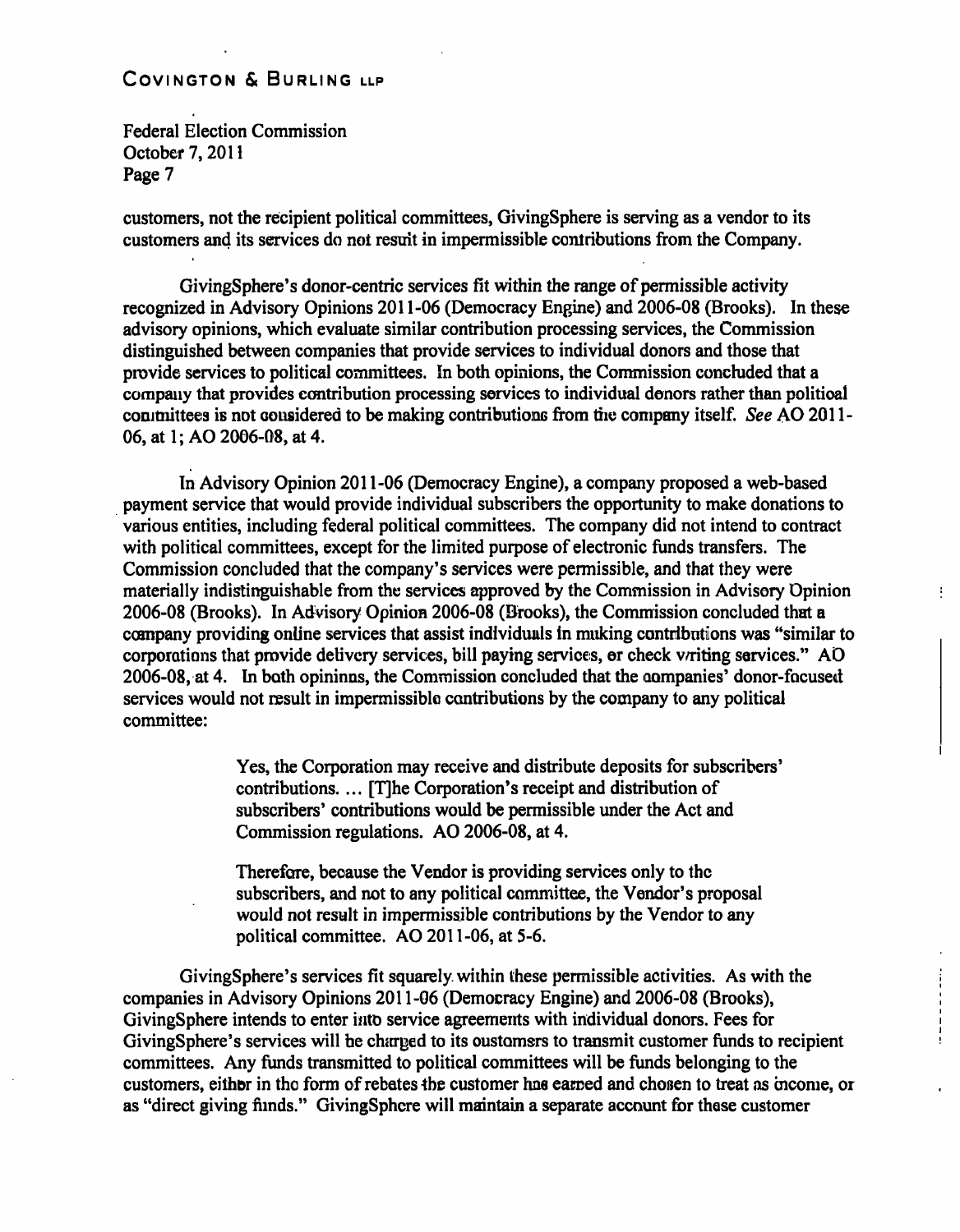customers, not the recipient political committees, GivingSphere is serving as a vendor to its customers and its services do not result in impermissible contributions from the Company.

GivingSphere's donor-centric services fit within the range of permissible activity recognized in Advisory Opinions 2011-06 (Democracy Engine) and 2006-08 (Brooks). In these advisory opinions, which evaluate similar contribution processing services, the Commission distinguished between companies that provide services to individual donors and those that provide services to political committees. In both opinions, the Commission concluded that a company that provides contribution processing services to individual donors rather than political committees is not considered to be making contributions from the company itself. *See* AO 2011-06, at 1; AO 2006-08, at 4.

In Advisory Opinion 2011-06 (Democracy Engine), a company proposed a web-based payment service that would provide individual subscribers the opportunity to make donations to various entities, including federal political committees. The company did not intend to contract with political committees, except for the limited purpose of electronic funds transfers. The Commission concluded that the company's services were permissible, and that they were materially indistinguishable from the services approved by the Commission in Advisory Opinion 2006-08 (Brooks). In Advisory Opinion 2006-08 (Brooks), the Commission concluded that a company providing online services that assist individuals in making contributions was "similar to corporations that provide delivery services, bill paying services, or check writing services." AO 2006-08, at 4. In both opinions, the Commission concluded that the companies' donor-focused services would not result in impermissible contributions by the company to any political committee:

> Yes, the Corporation may receive and distribute deposits for subscribers' contributions. ... [T]he Corporation's receipt and distribution of subscribers' contributions would be permissible under the Act and Commission regulations. AO 2006-08, at 4.
>
> Therefore, because the Vendor is providing services only to the subscribers, and not to any political committee, the Vendor's proposal would not result in impermissible contributions by the Vendor to any political committee. AO 2011-06, at 5-6.

GivingSphere's services fit squarely within these permissible activities. As with the companies in Advisory Opinions 2011-06 (Democracy Engine) and 2006-08 (Brooks), GivingSphere intends to enter into service agreements with individual donors. Fees for GivingSphere's services will be charged to its customers to transmit customer funds to recipient committees. Any funds transmitted to political committees will be funds belonging to the customers, either in the form of rebates the customer has earned and chosen to treat as income, or as "direct giving funds." GivingSphere will maintain a separate account for these customer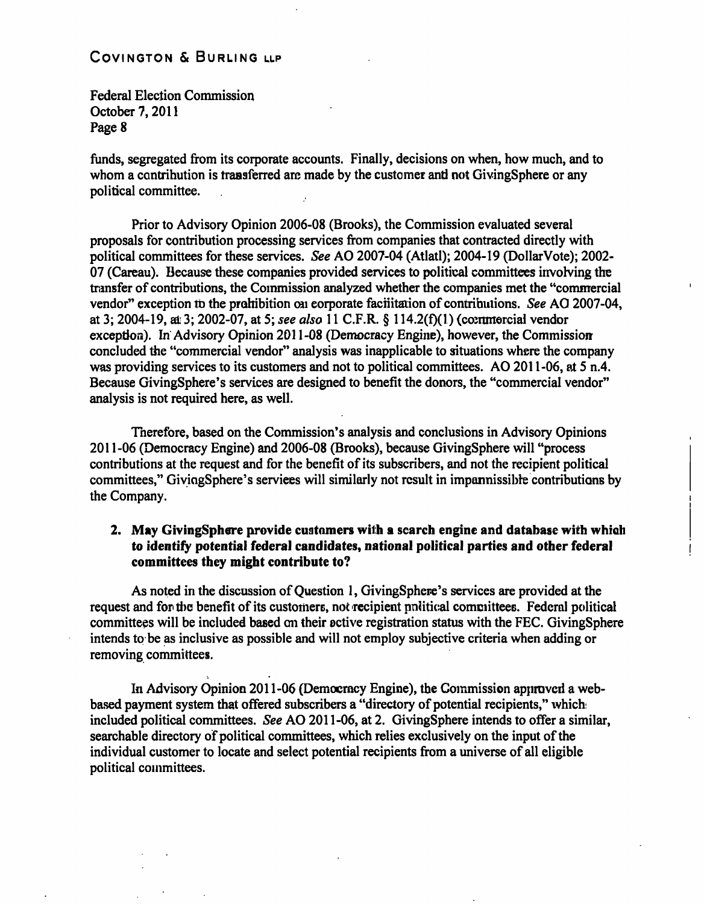funds, segregated from its corporate accounts. Finally, decisions on when, how much, and to whom a contribution is transferred are made by the customer and not GivingSphere or any political committee.

Prior to Advisory Opinion 2006-08 (Brooks), the Commission evaluated several proposals for contribution processing services from companies that contracted directly with political committees for these services. *See* AO 2007-04 (Atlatl); 2004-19 (DollarVote); 2002-07 (Careau). Because these companies provided services to political committees involving the transfer of contributions, the Commission analyzed whether the companies met the "commercial vendor" exception to the prohibition on corporate facilitation of contributions. *See* AO 2007-04, at 3; 2004-19, at 3; 2002-07, at 5; *see also* 11 C.F.R. § 114.2(f)(1) (commercial vendor exception). In Advisory Opinion 2011-08 (Democracy Engine), however, the Commission concluded the "commercial vendor" analysis was inapplicable to situations where the company was providing services to its customers and not to political committees. AO 2011-06, at 5 n.4. Because GivingSphere's services are designed to benefit the donors, the "commercial vendor" analysis is not required here, as well.

Therefore, based on the Commission's analysis and conclusions in Advisory Opinions 2011-06 (Democracy Engine) and 2006-08 (Brooks), because GivingSphere will "process contributions at the request and for the benefit of its subscribers, and not the recipient political committees," GivingSphere's services will similarly not result in impermissible contributions by the Company.

2. **May GivingSphere provide customers with a search engine and database with which to identify potential federal candidates, national political parties and other federal committees they might contribute to?**

As noted in the discussion of Question 1, GivingSphere's services are provided at the request and for the benefit of its customers, not recipient political committees. Federal political committees will be included based on their active registration status with the FEC. GivingSphere intends to be as inclusive as possible and will not employ subjective criteria when adding or removing committees.

In Advisory Opinion 2011-06 (Democracy Engine), the Commission approved a web-based payment system that offered subscribers a "directory of potential recipients," which included political committees. *See* AO 2011-06, at 2. GivingSphere intends to offer a similar, searchable directory of political committees, which relies exclusively on the input of the individual customer to locate and select potential recipients from a universe of all eligible political committees.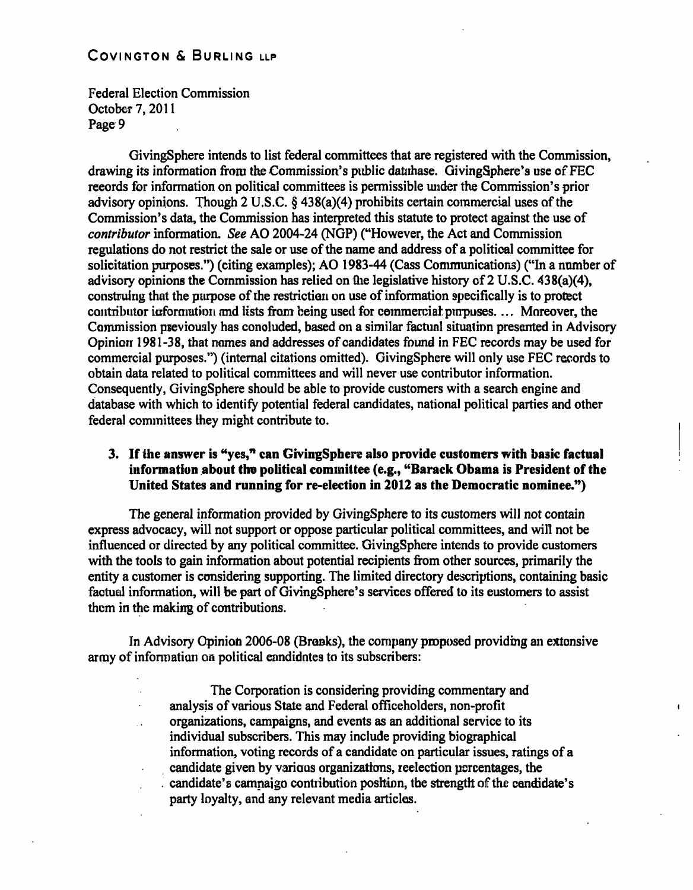Federal Election Commission
October 7, 2011
Page 9

GivingSphere intends to list federal committees that are registered with the Commission, drawing its information from the Commission's public database. GivingSphere's use of FEC records for information on political committees is permissible under the Commission's prior advisory opinions. Though 2 U.S.C. § 438(a)(4) prohibits certain commercial uses of the Commission's data, the Commission has interpreted this statute to protect against the use of *contributor* information. *See* AO 2004-24 (NGP) ("However, the Act and Commission regulations do not restrict the sale or use of the name and address of a political committee for solicitation purposes.") (citing examples); AO 1983-44 (Cass Communications) ("In a number of advisory opinions the Commission has relied on the legislative history of 2 U.S.C. 438(a)(4), construing that the purpose of the restriction on use of information specifically is to protect contributor information and lists from being used for commercial purposes. ... Moreover, the Commission previously has concluded, based on a similar factual situation presented in Advisory Opinion 1981-38, that names and addresses of candidates found in FEC records may be used for commercial purposes.") (internal citations omitted). GivingSphere will only use FEC records to obtain data related to political committees and will never use contributor information. Consequently, GivingSphere should be able to provide customers with a search engine and database with which to identify potential federal candidates, national political parties and other federal committees they might contribute to.

**3. If the answer is "yes," can GivingSphere also provide customers with basic factual information about the political committee (e.g., "Barack Obama is President of the United States and running for re-election in 2012 as the Democratic nominee.")**

The general information provided by GivingSphere to its customers will not contain express advocacy, will not support or oppose particular political committees, and will not be influenced or directed by any political committee. GivingSphere intends to provide customers with the tools to gain information about potential recipients from other sources, primarily the entity a customer is considering supporting. The limited directory descriptions, containing basic factual information, will be part of GivingSphere's services offered to its customers to assist them in the making of contributions.

In Advisory Opinion 2006-08 (Brooks), the company proposed providing an extensive array of information on political candidates to its subscribers:

> The Corporation is considering providing commentary and analysis of various State and Federal officeholders, non-profit organizations, campaigns, and events as an additional service to its individual subscribers. This may include providing biographical information, voting records of a candidate on particular issues, ratings of a candidate given by various organizations, reelection percentages, the candidate's campaign contribution position, the strength of the candidate's party loyalty, and any relevant media articles.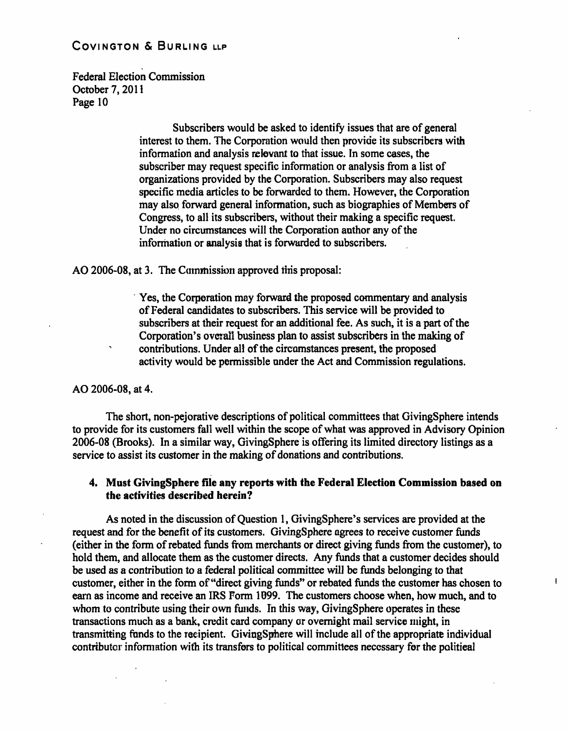> Subscribers would be asked to identify issues that are of general interest to them. The Corporation would then provide its subscribers with information and analysis relevant to that issue. In some cases, the subscriber may request specific information or analysis from a list of organizations provided by the Corporation. Subscribers may also request specific media articles to be forwarded to them. However, the Corporation may also forward general information, such as biographies of Members of Congress, to all its subscribers, without their making a specific request. Under no circumstances will the Corporation author any of the information or analysis that is forwarded to subscribers.

AO 2006-08, at 3. The Commission approved this proposal:

> Yes, the Corporation may forward the proposed commentary and analysis of Federal candidates to subscribers. This service will be provided to subscribers at their request for an additional fee. As such, it is a part of the Corporation's overall business plan to assist subscribers in the making of contributions. Under all of the circumstances present, the proposed activity would be permissible under the Act and Commission regulations.

AO 2006-08, at 4.

The short, non-pejorative descriptions of political committees that GivingSphere intends to provide for its customers fall well within the scope of what was approved in Advisory Opinion 2006-08 (Brooks). In a similar way, GivingSphere is offering its limited directory listings as a service to assist its customer in the making of donations and contributions.

**4. Must GivingSphere file any reports with the Federal Election Commission based on the activities described herein?**

As noted in the discussion of Question 1, GivingSphere's services are provided at the request and for the benefit of its customers. GivingSphere agrees to receive customer funds (either in the form of rebated funds from merchants or direct giving funds from the customer), to hold them, and allocate them as the customer directs. Any funds that a customer decides should be used as a contribution to a federal political committee will be funds belonging to that customer, either in the form of "direct giving funds" or rebated funds the customer has chosen to earn as income and receive an IRS Form 1099. The customers choose when, how much, and to whom to contribute using their own funds. In this way, GivingSphere operates in these transactions much as a bank, credit card company or overnight mail service might, in transmitting funds to the recipient. GivingSphere will include all of the appropriate individual contributor information with its transfers to political committees necessary for the political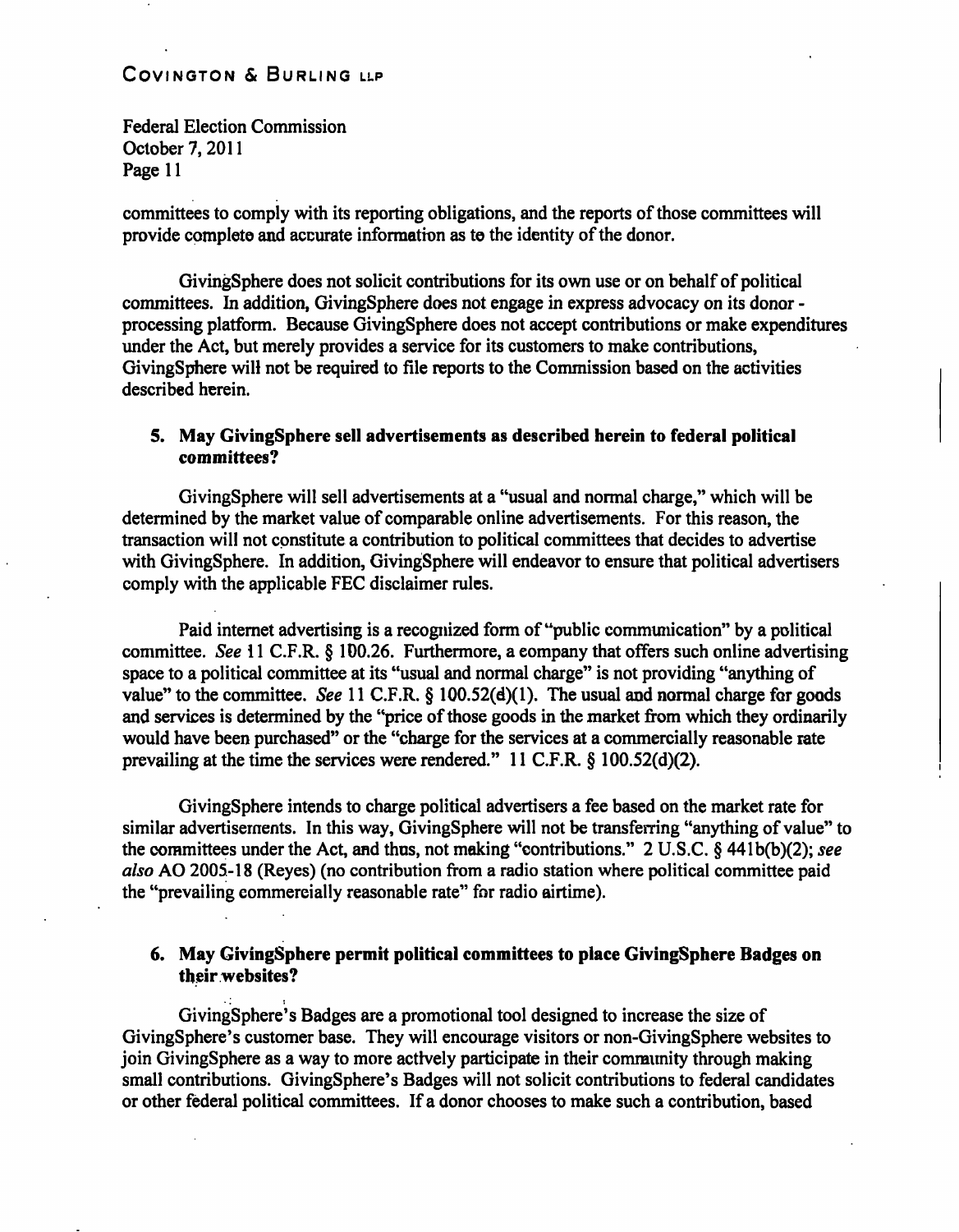committees to comply with its reporting obligations, and the reports of those committees will provide complete and accurate information as to the identity of the donor.

GivingSphere does not solicit contributions for its own use or on behalf of political committees. In addition, GivingSphere does not engage in express advocacy on its donor - processing platform. Because GivingSphere does not accept contributions or make expenditures under the Act, but merely provides a service for its customers to make contributions, GivingSphere will not be required to file reports to the Commission based on the activities described herein.

### 5. May GivingSphere sell advertisements as described herein to federal political committees?

GivingSphere will sell advertisements at a "usual and normal charge," which will be determined by the market value of comparable online advertisements. For this reason, the transaction will not constitute a contribution to political committees that decides to advertise with GivingSphere. In addition, GivingSphere will endeavor to ensure that political advertisers comply with the applicable FEC disclaimer rules.

Paid internet advertising is a recognized form of "public communication" by a political committee. *See* 11 C.F.R. § 100.26. Furthermore, a company that offers such online advertising space to a political committee at its "usual and normal charge" is not providing "anything of value" to the committee. *See* 11 C.F.R. § 100.52(d)(1). The usual and normal charge for goods and services is determined by the "price of those goods in the market from which they ordinarily would have been purchased" or the "charge for the services at a commercially reasonable rate prevailing at the time the services were rendered." 11 C.F.R. § 100.52(d)(2).

GivingSphere intends to charge political advertisers a fee based on the market rate for similar advertisements. In this way, GivingSphere will not be transferring "anything of value" to the committees under the Act, and thus, not making "contributions." 2 U.S.C. § 441b(b)(2); *see also* AO 2005-18 (Reyes) (no contribution from a radio station where political committee paid the "prevailing commercially reasonable rate" for radio airtime).

### 6. May GivingSphere permit political committees to place GivingSphere Badges on their websites?

GivingSphere's Badges are a promotional tool designed to increase the size of GivingSphere's customer base. They will encourage visitors or non-GivingSphere websites to join GivingSphere as a way to more actively participate in their community through making small contributions. GivingSphere's Badges will not solicit contributions to federal candidates or other federal political committees. If a donor chooses to make such a contribution, based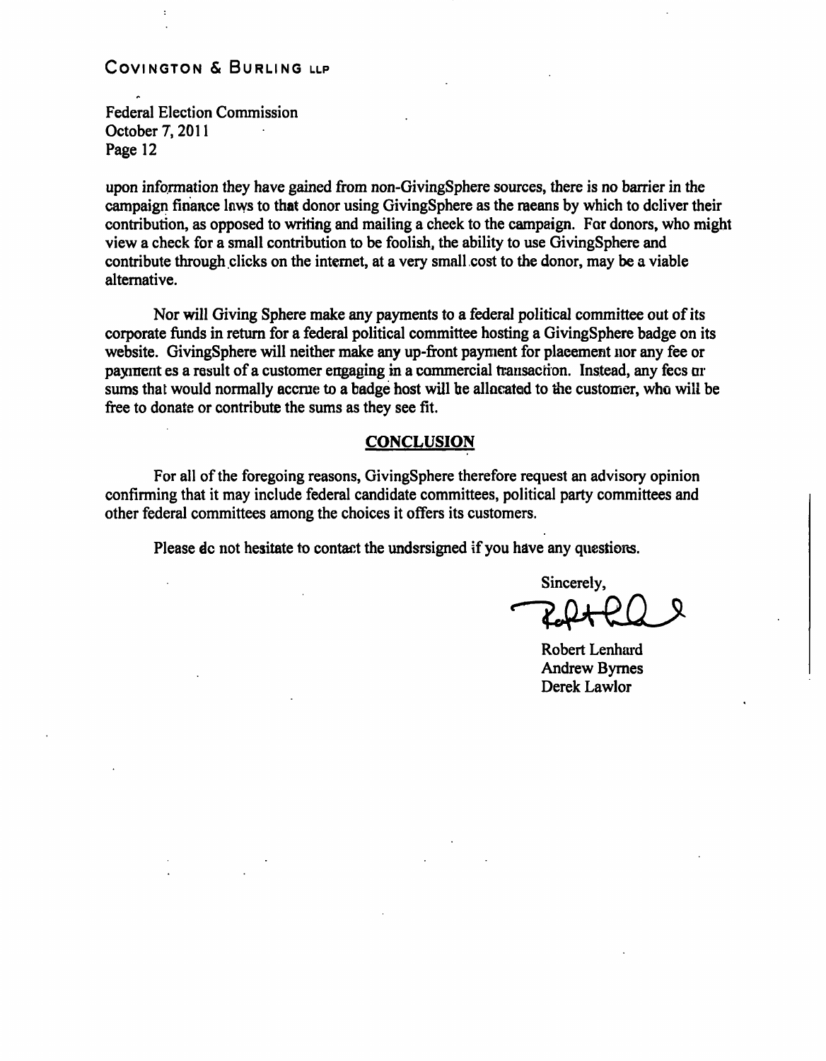upon information they have gained from non-GivingSphere sources, there is no barrier in the campaign finance laws to that donor using GivingSphere as the means by which to deliver their contribution, as opposed to writing and mailing a check to the campaign. For donors, who might view a check for a small contribution to be foolish, the ability to use GivingSphere and contribute through clicks on the internet, at a very small cost to the donor, may be a viable alternative.

Nor will Giving Sphere make any payments to a federal political committee out of its corporate funds in return for a federal political committee hosting a GivingSphere badge on its website. GivingSphere will neither make any up-front payment for placement nor any fee or payment es a result of a customer engaging in a commercial transaction. Instead, any fecs or sums that would normally accrue to a badge host will be allocated to the customer, who will be free to donate or contribute the sums as they see fit.

## CONCLUSION

For all of the foregoing reasons, GivingSphere therefore request an advisory opinion confirming that it may include federal candidate committees, political party committees and other federal committees among the choices it offers its customers.

Please do not hesitate to contact the undsrsigned if you have any questions.

Sincerely,

Robert Lenhard
Andrew Byrnes
Derek Lawlor